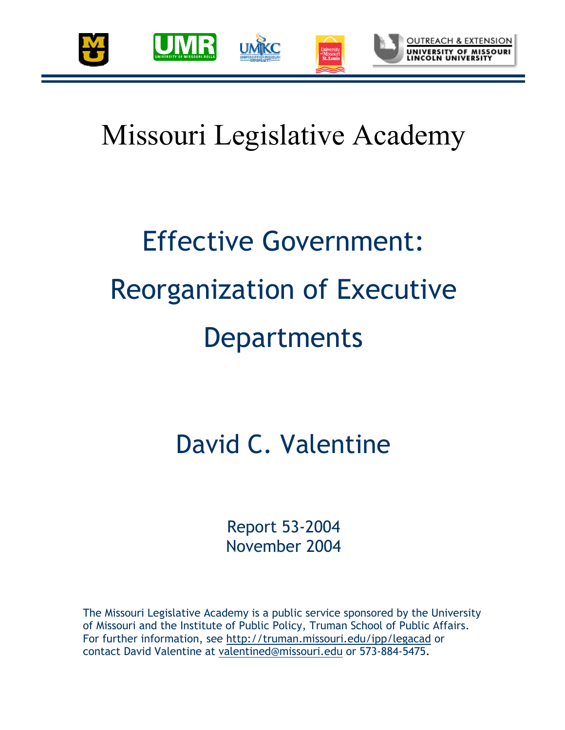# Missouri Legislative Academy

## Effective Government: Reorganization of Executive Departments

### David C. Valentine

Report 53-2004
November 2004

The Missouri Legislative Academy is a public service sponsored by the University of Missouri and the Institute of Public Policy, Truman School of Public Affairs. For further information, see http://truman.missouri.edu/ipp/legacad or contact David Valentine at valentined@missouri.edu or 573-884-5475.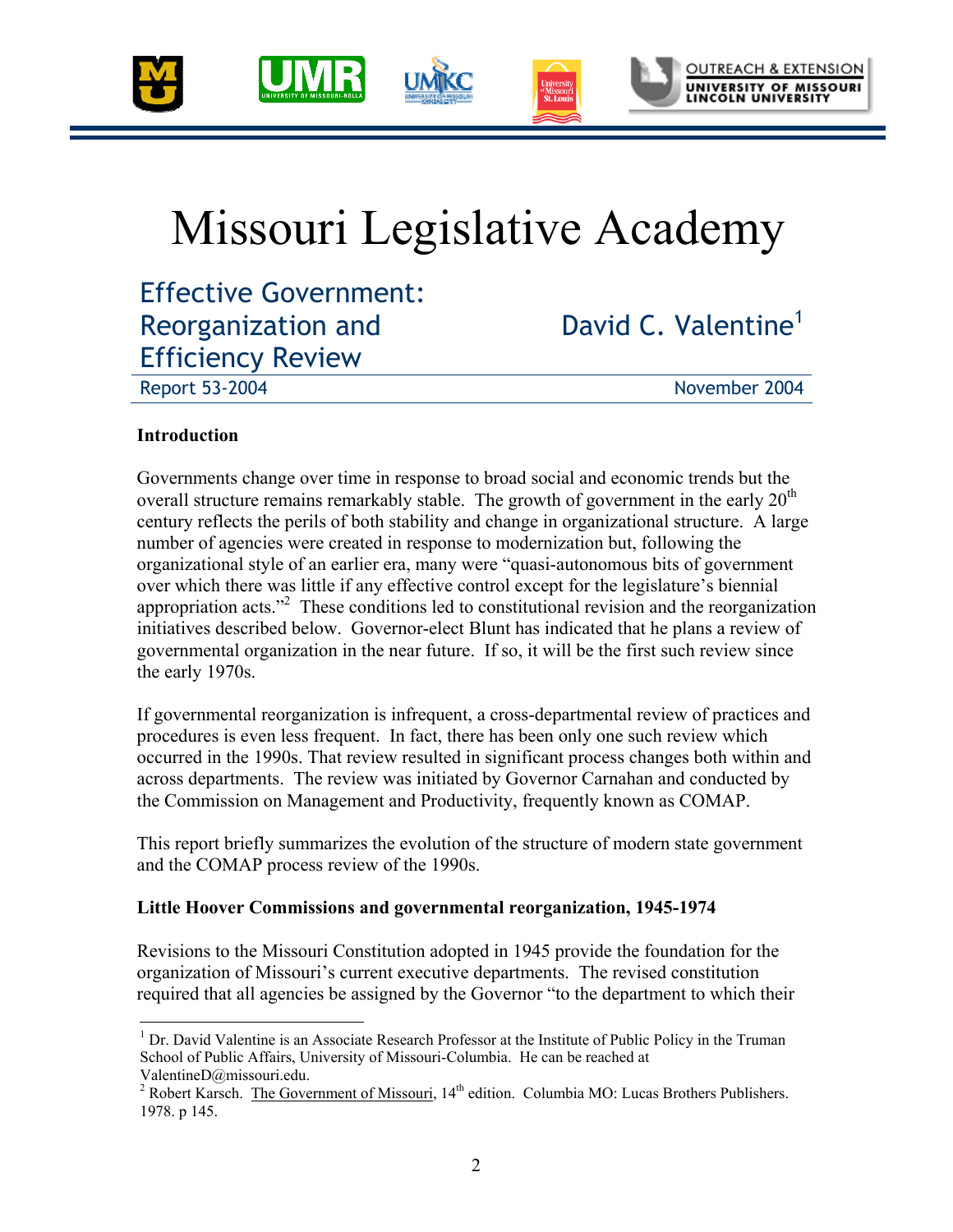# Missouri Legislative Academy

## Effective Government: Reorganization and Efficiency Review

David C. Valentine[1]

Report 53-2004

November 2004

**Introduction**

Governments change over time in response to broad social and economic trends but the overall structure remains remarkably stable. The growth of government in the early 20th century reflects the perils of both stability and change in organizational structure. A large number of agencies were created in response to modernization but, following the organizational style of an earlier era, many were "quasi-autonomous bits of government over which there was little if any effective control except for the legislature's biennial appropriation acts."[2] These conditions led to constitutional revision and the reorganization initiatives described below. Governor-elect Blunt has indicated that he plans a review of governmental organization in the near future. If so, it will be the first such review since the early 1970s.

If governmental reorganization is infrequent, a cross-departmental review of practices and procedures is even less frequent. In fact, there has been only one such review which occurred in the 1990s. That review resulted in significant process changes both within and across departments. The review was initiated by Governor Carnahan and conducted by the Commission on Management and Productivity, frequently known as COMAP.

This report briefly summarizes the evolution of the structure of modern state government and the COMAP process review of the 1990s.

**Little Hoover Commissions and governmental reorganization, 1945-1974**

Revisions to the Missouri Constitution adopted in 1945 provide the foundation for the organization of Missouri's current executive departments. The revised constitution required that all agencies be assigned by the Governor "to the department to which their

---

[1] Dr. David Valentine is an Associate Research Professor at the Institute of Public Policy in the Truman School of Public Affairs, University of Missouri-Columbia. He can be reached at ValentineD@missouri.edu.

[2] Robert Karsch. The Government of Missouri, 14th edition. Columbia MO: Lucas Brothers Publishers. 1978. p 145.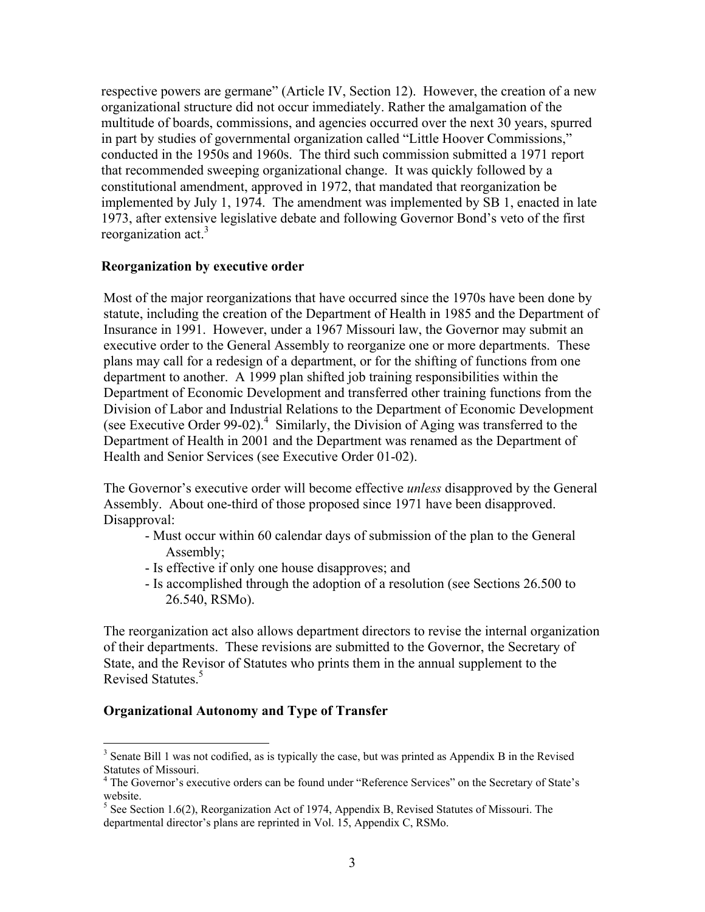respective powers are germane" (Article IV, Section 12). However, the creation of a new organizational structure did not occur immediately. Rather the amalgamation of the multitude of boards, commissions, and agencies occurred over the next 30 years, spurred in part by studies of governmental organization called "Little Hoover Commissions," conducted in the 1950s and 1960s. The third such commission submitted a 1971 report that recommended sweeping organizational change. It was quickly followed by a constitutional amendment, approved in 1972, that mandated that reorganization be implemented by July 1, 1974. The amendment was implemented by SB 1, enacted in late 1973, after extensive legislative debate and following Governor Bond's veto of the first reorganization act.[3]

**Reorganization by executive order**

Most of the major reorganizations that have occurred since the 1970s have been done by statute, including the creation of the Department of Health in 1985 and the Department of Insurance in 1991. However, under a 1967 Missouri law, the Governor may submit an executive order to the General Assembly to reorganize one or more departments. These plans may call for a redesign of a department, or for the shifting of functions from one department to another. A 1999 plan shifted job training responsibilities within the Department of Economic Development and transferred other training functions from the Division of Labor and Industrial Relations to the Department of Economic Development (see Executive Order 99-02).[4] Similarly, the Division of Aging was transferred to the Department of Health in 2001 and the Department was renamed as the Department of Health and Senior Services (see Executive Order 01-02).

The Governor's executive order will become effective *unless* disapproved by the General Assembly. About one-third of those proposed since 1971 have been disapproved. Disapproval:

- Must occur within 60 calendar days of submission of the plan to the General Assembly;
- Is effective if only one house disapproves; and
- Is accomplished through the adoption of a resolution (see Sections 26.500 to 26.540, RSMo).

The reorganization act also allows department directors to revise the internal organization of their departments. These revisions are submitted to the Governor, the Secretary of State, and the Revisor of Statutes who prints them in the annual supplement to the Revised Statutes.[5]

**Organizational Autonomy and Type of Transfer**

[3] Senate Bill 1 was not codified, as is typically the case, but was printed as Appendix B in the Revised Statutes of Missouri.

[4] The Governor's executive orders can be found under "Reference Services" on the Secretary of State's website.

[5] See Section 1.6(2), Reorganization Act of 1974, Appendix B, Revised Statutes of Missouri. The departmental director's plans are reprinted in Vol. 15, Appendix C, RSMo.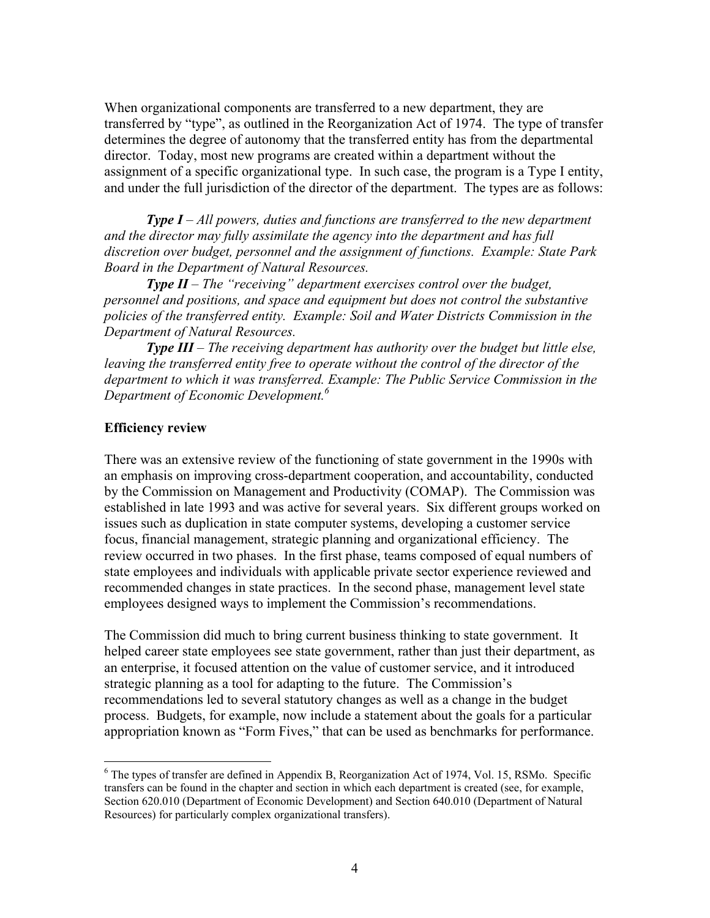When organizational components are transferred to a new department, they are transferred by "type", as outlined in the Reorganization Act of 1974. The type of transfer determines the degree of autonomy that the transferred entity has from the departmental director. Today, most new programs are created within a department without the assignment of a specific organizational type. In such case, the program is a Type I entity, and under the full jurisdiction of the director of the department. The types are as follows:

***Type I*** *– All powers, duties and functions are transferred to the new department and the director may fully assimilate the agency into the department and has full discretion over budget, personnel and the assignment of functions. Example: State Park Board in the Department of Natural Resources.*

***Type II*** *– The "receiving" department exercises control over the budget, personnel and positions, and space and equipment but does not control the substantive policies of the transferred entity. Example: Soil and Water Districts Commission in the Department of Natural Resources.*

***Type III*** *– The receiving department has authority over the budget but little else, leaving the transferred entity free to operate without the control of the director of the department to which it was transferred. Example: The Public Service Commission in the Department of Economic Development.*[6]

**Efficiency review**

There was an extensive review of the functioning of state government in the 1990s with an emphasis on improving cross-department cooperation, and accountability, conducted by the Commission on Management and Productivity (COMAP). The Commission was established in late 1993 and was active for several years. Six different groups worked on issues such as duplication in state computer systems, developing a customer service focus, financial management, strategic planning and organizational efficiency. The review occurred in two phases. In the first phase, teams composed of equal numbers of state employees and individuals with applicable private sector experience reviewed and recommended changes in state practices. In the second phase, management level state employees designed ways to implement the Commission's recommendations.

The Commission did much to bring current business thinking to state government. It helped career state employees see state government, rather than just their department, as an enterprise, it focused attention on the value of customer service, and it introduced strategic planning as a tool for adapting to the future. The Commission's recommendations led to several statutory changes as well as a change in the budget process. Budgets, for example, now include a statement about the goals for a particular appropriation known as "Form Fives," that can be used as benchmarks for performance.

---

[6] The types of transfer are defined in Appendix B, Reorganization Act of 1974, Vol. 15, RSMo. Specific transfers can be found in the chapter and section in which each department is created (see, for example, Section 620.010 (Department of Economic Development) and Section 640.010 (Department of Natural Resources) for particularly complex organizational transfers).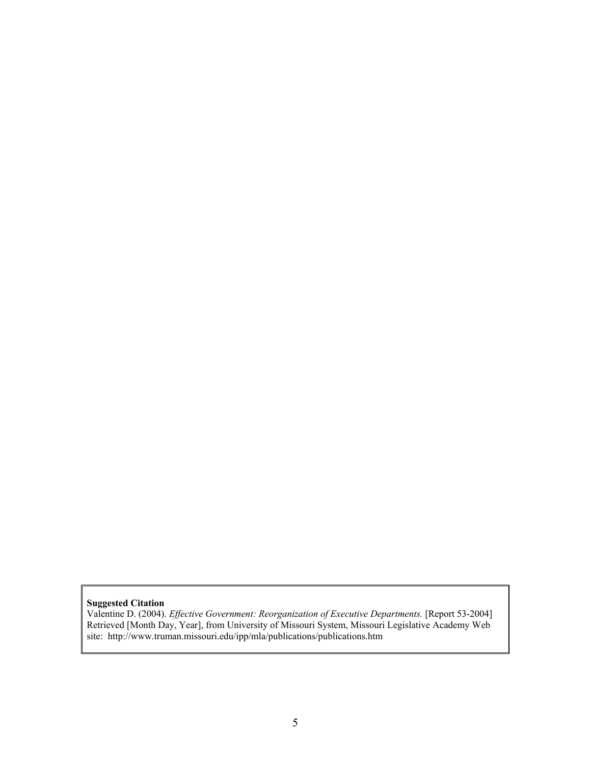**Suggested Citation**
Valentine D. (2004). *Effective Government: Reorganization of Executive Departments.* [Report 53-2004] Retrieved [Month Day, Year], from University of Missouri System, Missouri Legislative Academy Web site: http://www.truman.missouri.edu/ipp/mla/publications/publications.htm